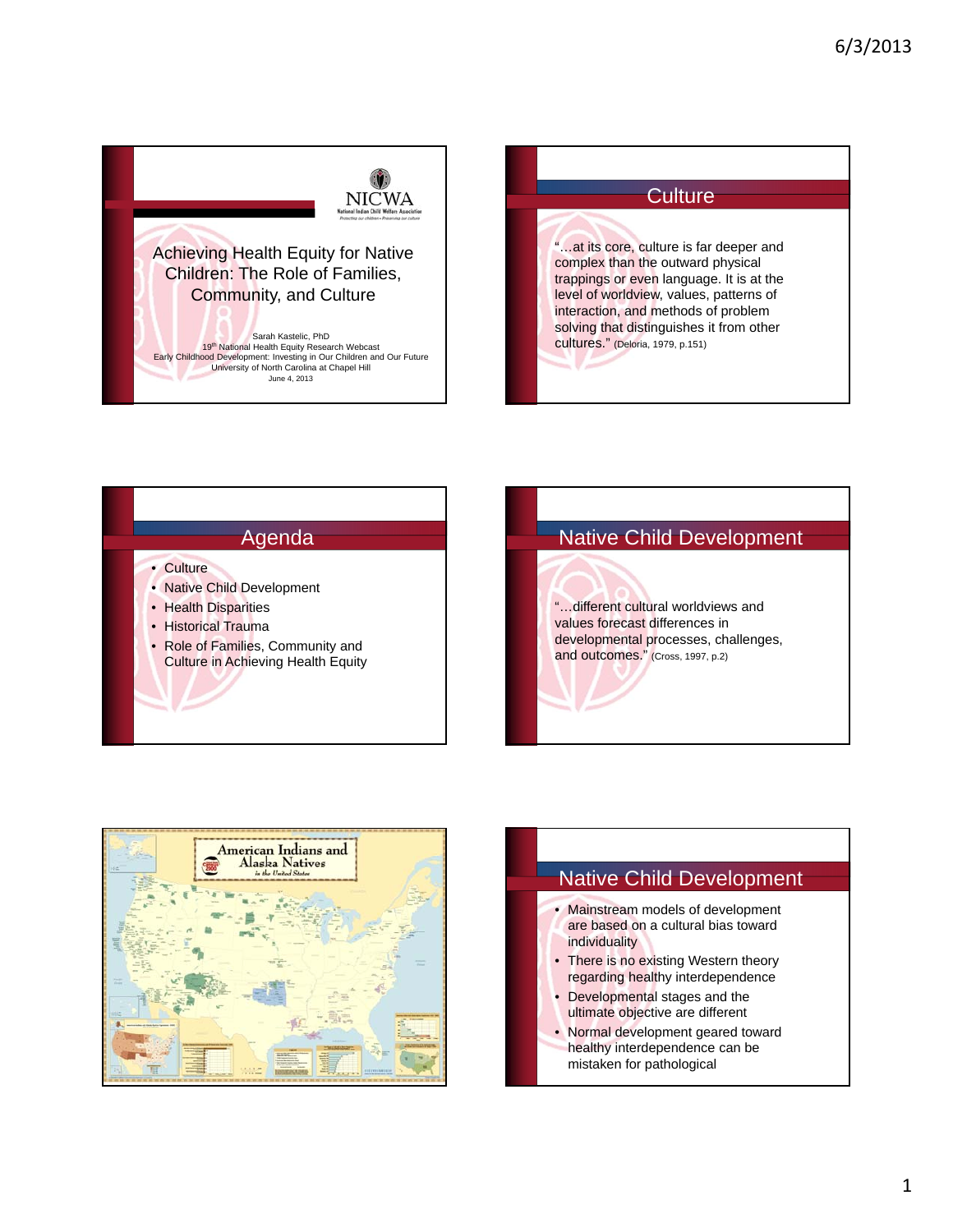NICWA

National Indian Child Welfare Association

Protecting our children • Preserving our culture

# Achieving Health Equity for Native Children: The Role of Families, Community, and Culture

Sarah Kastelic, PhD
19th National Health Equity Research Webcast
Early Childhood Development: Investing in Our Children and Our Future
University of North Carolina at Chapel Hill
June 4, 2013

## Culture

"…at its core, culture is far deeper and complex than the outward physical trappings or even language. It is at the level of worldview, values, patterns of interaction, and methods of problem solving that distinguishes it from other cultures." (Deloria, 1979, p.151)

## Agenda

- Culture
- Native Child Development
- Health Disparities
- Historical Trauma
- Role of Families, Community and Culture in Achieving Health Equity

## Native Child Development

"…different cultural worldviews and values forecast differences in developmental processes, challenges, and outcomes." (Cross, 1997, p.2)

American Indians and Alaska Natives in the United States

## Native Child Development

- Mainstream models of development are based on a cultural bias toward individuality
- There is no existing Western theory regarding healthy interdependence
- Developmental stages and the ultimate objective are different
- Normal development geared toward healthy interdependence can be mistaken for pathological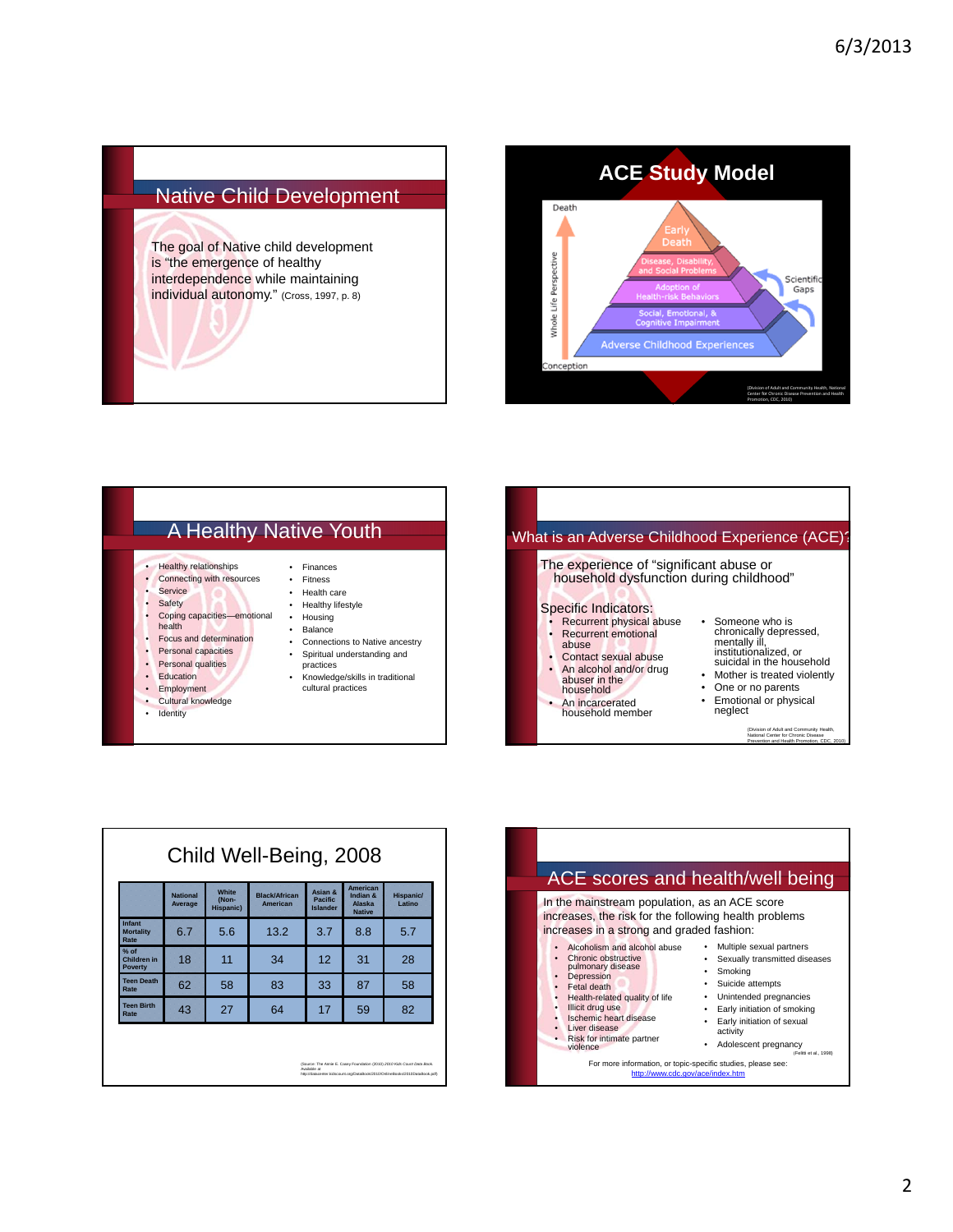## Native Child Development

The goal of Native child development is "the emergence of healthy interdependence while maintaining individual autonomy." (Cross, 1997, p. 8)

## ACE Study Model

Death

Early Death

Disease, Disability, and Social Problems

Adoption of Health-risk Behaviors

Social, Emotional, & Cognitive Impairment

Adverse Childhood Experiences

Conception

Whole Life Perspective

Scientific Gaps

(Division of Adult and Community Health, National Center for Chronic Disease Prevention and Health Promotion, CDC, 2010)

## A Healthy Native Youth

- Healthy relationships
- Connecting with resources
- Service
- Safety
- Coping capacities—emotional health
- Focus and determination
- Personal capacities
- Personal qualities
- Education
- Employment
- Cultural knowledge
- Identity
- Finances
- Fitness
- Health care
- Healthy lifestyle
- Housing
- Balance
- Connections to Native ancestry
- Spiritual understanding and practices
- Knowledge/skills in traditional cultural practices

## What is an Adverse Childhood Experience (ACE)?

The experience of "significant abuse or household dysfunction during childhood"

Specific Indicators:

- Recurrent physical abuse
- Recurrent emotional abuse
- Contact sexual abuse
- An alcohol and/or drug abuser in the household
- An incarcerated household member
- Someone who is chronically depressed, mentally ill, institutionalized, or suicidal in the household
- Mother is treated violently
- One or no parents
- Emotional or physical neglect

(Division of Adult and Community Health, National Center for Chronic Disease Prevention and Health Promotion, CDC, 2010)

## Child Well-Being, 2008

| | National Average | White (Non-Hispanic) | Black/African American | Asian & Pacific Islander | American Indian & Alaska Native | Hispanic/ Latino |
|---|---|---|---|---|---|---|
| Infant Mortality Rate | 6.7 | 5.6 | 13.2 | 3.7 | 8.8 | 5.7 |
| % of Children in Poverty | 18 | 11 | 34 | 12 | 31 | 28 |
| Teen Death Rate | 62 | 58 | 83 | 33 | 87 | 58 |
| Teen Birth Rate | 43 | 27 | 64 | 17 | 59 | 82 |

(Source: The Annie E. Casey Foundation (2010) 2010 Kids Count Data Book. Available at http://datacenter.kidscount.org/Databook/2010/OnlineBooks/2010Databook.pdf)

## ACE scores and health/well being

In the mainstream population, as an ACE score increases, the risk for the following health problems increases in a strong and graded fashion:

- Alcoholism and alcohol abuse
- Chronic obstructive pulmonary disease
- Depression
- Fetal death
- Health-related quality of life
- Illicit drug use
- Ischemic heart disease
- Liver disease
- Risk for intimate partner violence
- Multiple sexual partners
- Sexually transmitted diseases
- Smoking
- Suicide attempts
- Unintended pregnancies
- Early initiation of smoking
- Early initiation of sexual activity
- Adolescent pregnancy

(Felitti et al., 1998)

For more information, or topic-specific studies, please see: http://www.cdc.gov/ace/index.htm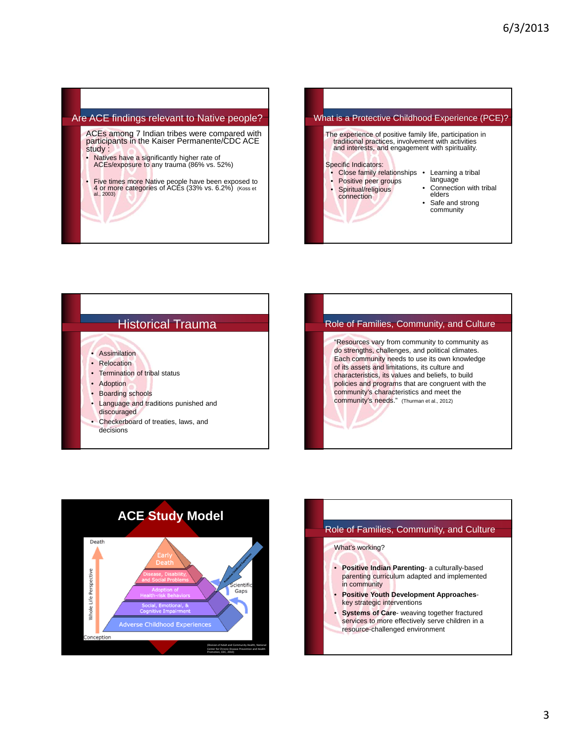## Are ACE findings relevant to Native people?

ACEs among 7 Indian tribes were compared with participants in the Kaiser Permanente/CDC ACE study :

- Natives have a significantly higher rate of ACEs/exposure to any trauma (86% vs. 52%)
- Five times more Native people have been exposed to 4 or more categories of ACEs (33% vs. 6.2%) (Koss et al., 2003)

## What is a Protective Childhood Experience (PCE)?

The experience of positive family life, participation in traditional practices, involvement with activities and interests, and engagement with spirituality.

Specific Indicators:

- Close family relationships
- Positive peer groups
- Spiritual/religious connection
- Learning a tribal language
- Connection with tribal elders
- Safe and strong community

## Historical Trauma

- Assimilation
- Relocation
- Termination of tribal status
- Adoption
- Boarding schools
- Language and traditions punished and discouraged
- Checkerboard of treaties, laws, and decisions

## Role of Families, Community, and Culture

"Resources vary from community to community as do strengths, challenges, and political climates. Each community needs to use its own knowledge of its assets and limitations, its culture and characteristics, its values and beliefs, to build policies and programs that are congruent with the community's characteristics and meet the community's needs." (Thurman et al., 2012)

## ACE Study Model

Death

- Early Death
- Disease, Disability, and Social Problems
- Adoption of Health-risk Behaviors
- Social, Emotional, & Cognitive Impairment
- Adverse Childhood Experiences

Conception

Whole Life Perspective

Protective Childhood Experiences

Scientific Gaps

(Division of Adult and Community Health, National Center for Chronic Disease Prevention and Health Promotion, CDC, 2010)

## Role of Families, Community, and Culture

What's working?

- **Positive Indian Parenting**- a culturally-based parenting curriculum adapted and implemented in community
- **Positive Youth Development Approaches**- key strategic interventions
- **Systems of Care**- weaving together fractured services to more effectively serve children in a resource-challenged environment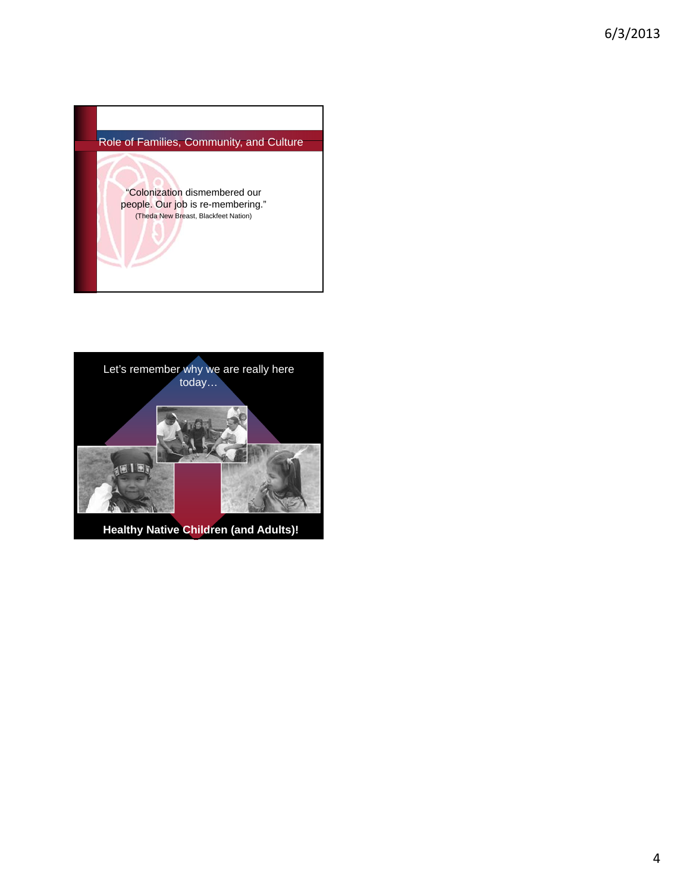## Role of Families, Community, and Culture

"Colonization dismembered our people. Our job is re-membering."
(Theda New Breast, Blackfeet Nation)

Let's remember why we are really here today…

**Healthy Native Children (and Adults)!**